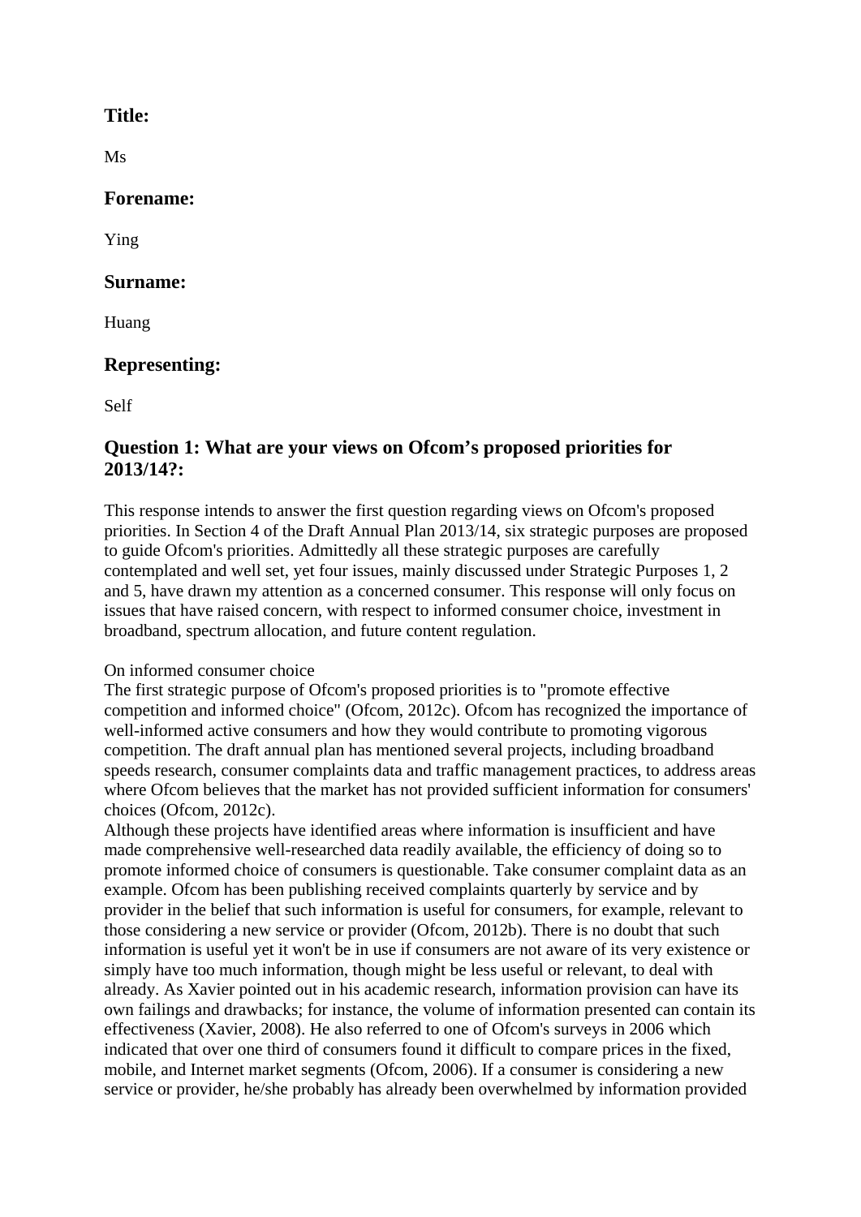## Title:

Ms

## Forename:

Ying

## Surname:

Huang

## Representing:

Self

## Question 1: What are your views on Ofcom's proposed priorities for 2013/14?:

This response intends to answer the first question regarding views on Ofcom's proposed priorities. In Section 4 of the Draft Annual Plan 2013/14, six strategic purposes are proposed to guide Ofcom's priorities. Admittedly all these strategic purposes are carefully contemplated and well set, yet four issues, mainly discussed under Strategic Purposes 1, 2 and 5, have drawn my attention as a concerned consumer. This response will only focus on issues that have raised concern, with respect to informed consumer choice, investment in broadband, spectrum allocation, and future content regulation.

On informed consumer choice
The first strategic purpose of Ofcom's proposed priorities is to "promote effective competition and informed choice" (Ofcom, 2012c). Ofcom has recognized the importance of well-informed active consumers and how they would contribute to promoting vigorous competition. The draft annual plan has mentioned several projects, including broadband speeds research, consumer complaints data and traffic management practices, to address areas where Ofcom believes that the market has not provided sufficient information for consumers' choices (Ofcom, 2012c).
Although these projects have identified areas where information is insufficient and have made comprehensive well-researched data readily available, the efficiency of doing so to promote informed choice of consumers is questionable. Take consumer complaint data as an example. Ofcom has been publishing received complaints quarterly by service and by provider in the belief that such information is useful for consumers, for example, relevant to those considering a new service or provider (Ofcom, 2012b). There is no doubt that such information is useful yet it won't be in use if consumers are not aware of its very existence or simply have too much information, though might be less useful or relevant, to deal with already. As Xavier pointed out in his academic research, information provision can have its own failings and drawbacks; for instance, the volume of information presented can contain its effectiveness (Xavier, 2008). He also referred to one of Ofcom's surveys in 2006 which indicated that over one third of consumers found it difficult to compare prices in the fixed, mobile, and Internet market segments (Ofcom, 2006). If a consumer is considering a new service or provider, he/she probably has already been overwhelmed by information provided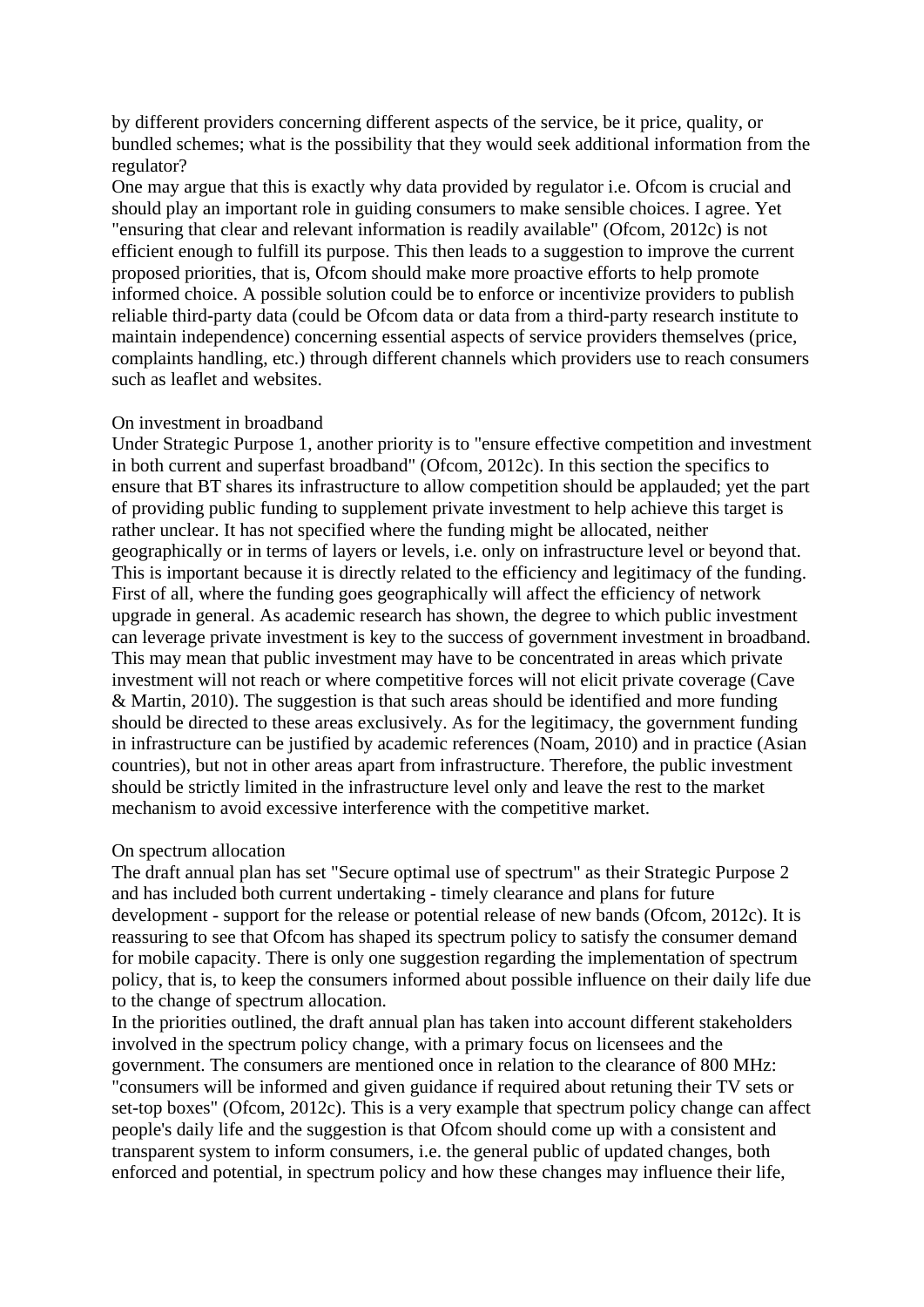by different providers concerning different aspects of the service, be it price, quality, or bundled schemes; what is the possibility that they would seek additional information from the regulator?

One may argue that this is exactly why data provided by regulator i.e. Ofcom is crucial and should play an important role in guiding consumers to make sensible choices. I agree. Yet "ensuring that clear and relevant information is readily available" (Ofcom, 2012c) is not efficient enough to fulfill its purpose. This then leads to a suggestion to improve the current proposed priorities, that is, Ofcom should make more proactive efforts to help promote informed choice. A possible solution could be to enforce or incentivize providers to publish reliable third-party data (could be Ofcom data or data from a third-party research institute to maintain independence) concerning essential aspects of service providers themselves (price, complaints handling, etc.) through different channels which providers use to reach consumers such as leaflet and websites.

On investment in broadband

Under Strategic Purpose 1, another priority is to "ensure effective competition and investment in both current and superfast broadband" (Ofcom, 2012c). In this section the specifics to ensure that BT shares its infrastructure to allow competition should be applauded; yet the part of providing public funding to supplement private investment to help achieve this target is rather unclear. It has not specified where the funding might be allocated, neither geographically or in terms of layers or levels, i.e. only on infrastructure level or beyond that. This is important because it is directly related to the efficiency and legitimacy of the funding. First of all, where the funding goes geographically will affect the efficiency of network upgrade in general. As academic research has shown, the degree to which public investment can leverage private investment is key to the success of government investment in broadband. This may mean that public investment may have to be concentrated in areas which private investment will not reach or where competitive forces will not elicit private coverage (Cave & Martin, 2010). The suggestion is that such areas should be identified and more funding should be directed to these areas exclusively. As for the legitimacy, the government funding in infrastructure can be justified by academic references (Noam, 2010) and in practice (Asian countries), but not in other areas apart from infrastructure. Therefore, the public investment should be strictly limited in the infrastructure level only and leave the rest to the market mechanism to avoid excessive interference with the competitive market.

On spectrum allocation

The draft annual plan has set "Secure optimal use of spectrum" as their Strategic Purpose 2 and has included both current undertaking - timely clearance and plans for future development - support for the release or potential release of new bands (Ofcom, 2012c). It is reassuring to see that Ofcom has shaped its spectrum policy to satisfy the consumer demand for mobile capacity. There is only one suggestion regarding the implementation of spectrum policy, that is, to keep the consumers informed about possible influence on their daily life due to the change of spectrum allocation.

In the priorities outlined, the draft annual plan has taken into account different stakeholders involved in the spectrum policy change, with a primary focus on licensees and the government. The consumers are mentioned once in relation to the clearance of 800 MHz: "consumers will be informed and given guidance if required about retuning their TV sets or set-top boxes" (Ofcom, 2012c). This is a very example that spectrum policy change can affect people's daily life and the suggestion is that Ofcom should come up with a consistent and transparent system to inform consumers, i.e. the general public of updated changes, both enforced and potential, in spectrum policy and how these changes may influence their life,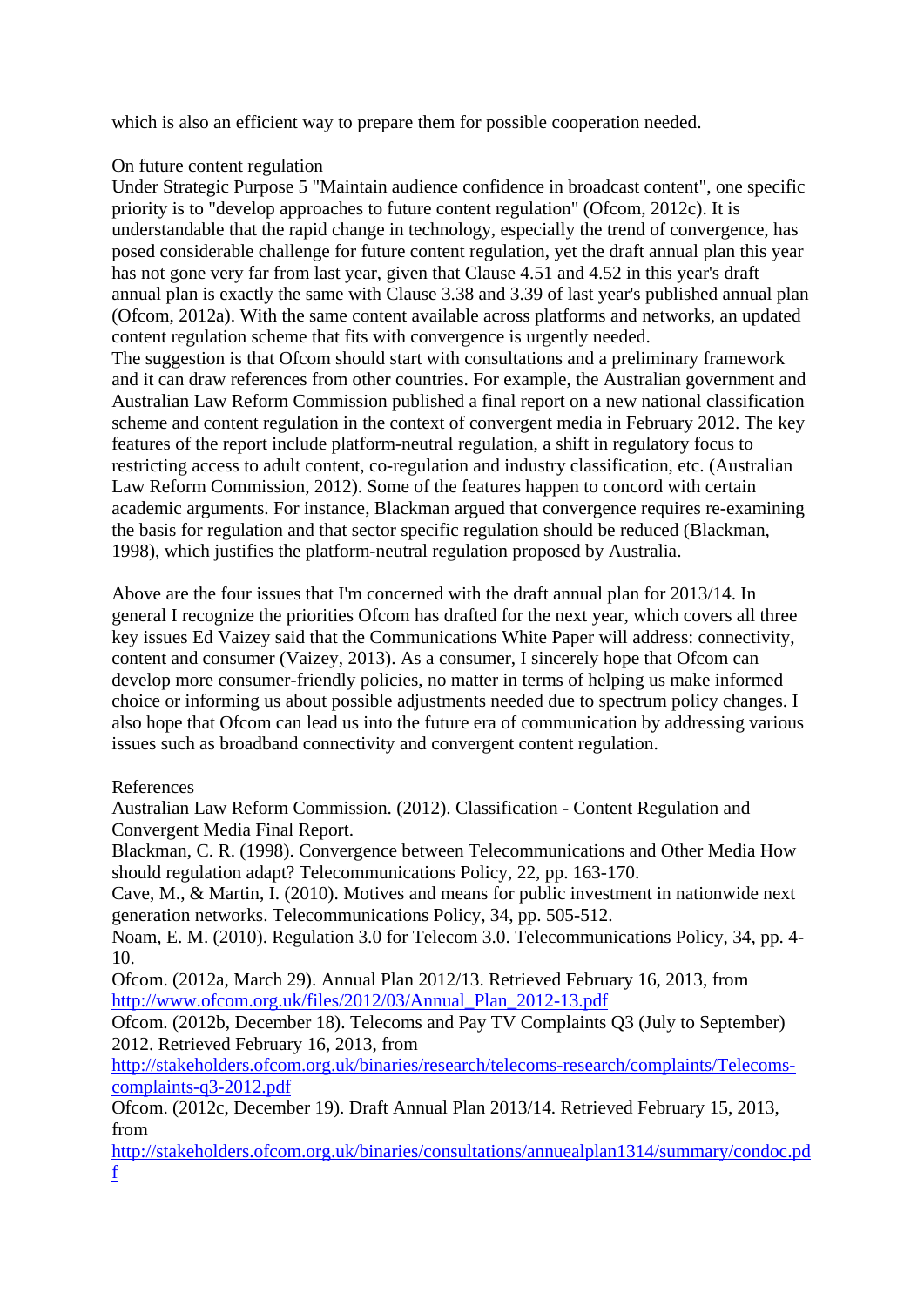which is also an efficient way to prepare them for possible cooperation needed.

On future content regulation

Under Strategic Purpose 5 "Maintain audience confidence in broadcast content", one specific priority is to "develop approaches to future content regulation" (Ofcom, 2012c). It is understandable that the rapid change in technology, especially the trend of convergence, has posed considerable challenge for future content regulation, yet the draft annual plan this year has not gone very far from last year, given that Clause 4.51 and 4.52 in this year's draft annual plan is exactly the same with Clause 3.38 and 3.39 of last year's published annual plan (Ofcom, 2012a). With the same content available across platforms and networks, an updated content regulation scheme that fits with convergence is urgently needed.

The suggestion is that Ofcom should start with consultations and a preliminary framework and it can draw references from other countries. For example, the Australian government and Australian Law Reform Commission published a final report on a new national classification scheme and content regulation in the context of convergent media in February 2012. The key features of the report include platform-neutral regulation, a shift in regulatory focus to restricting access to adult content, co-regulation and industry classification, etc. (Australian Law Reform Commission, 2012). Some of the features happen to concord with certain academic arguments. For instance, Blackman argued that convergence requires re-examining the basis for regulation and that sector specific regulation should be reduced (Blackman, 1998), which justifies the platform-neutral regulation proposed by Australia.

Above are the four issues that I'm concerned with the draft annual plan for 2013/14. In general I recognize the priorities Ofcom has drafted for the next year, which covers all three key issues Ed Vaizey said that the Communications White Paper will address: connectivity, content and consumer (Vaizey, 2013). As a consumer, I sincerely hope that Ofcom can develop more consumer-friendly policies, no matter in terms of helping us make informed choice or informing us about possible adjustments needed due to spectrum policy changes. I also hope that Ofcom can lead us into the future era of communication by addressing various issues such as broadband connectivity and convergent content regulation.

References

Australian Law Reform Commission. (2012). Classification - Content Regulation and Convergent Media Final Report.

Blackman, C. R. (1998). Convergence between Telecommunications and Other Media How should regulation adapt? Telecommunications Policy, 22, pp. 163-170.

Cave, M., & Martin, I. (2010). Motives and means for public investment in nationwide next generation networks. Telecommunications Policy, 34, pp. 505-512.

Noam, E. M. (2010). Regulation 3.0 for Telecom 3.0. Telecommunications Policy, 34, pp. 4-10.

Ofcom. (2012a, March 29). Annual Plan 2012/13. Retrieved February 16, 2013, from http://www.ofcom.org.uk/files/2012/03/Annual_Plan_2012-13.pdf

Ofcom. (2012b, December 18). Telecoms and Pay TV Complaints Q3 (July to September) 2012. Retrieved February 16, 2013, from http://stakeholders.ofcom.org.uk/binaries/research/telecoms-research/complaints/Telecoms-complaints-q3-2012.pdf

Ofcom. (2012c, December 19). Draft Annual Plan 2013/14. Retrieved February 15, 2013, from http://stakeholders.ofcom.org.uk/binaries/consultations/annuealplan1314/summary/condoc.pdf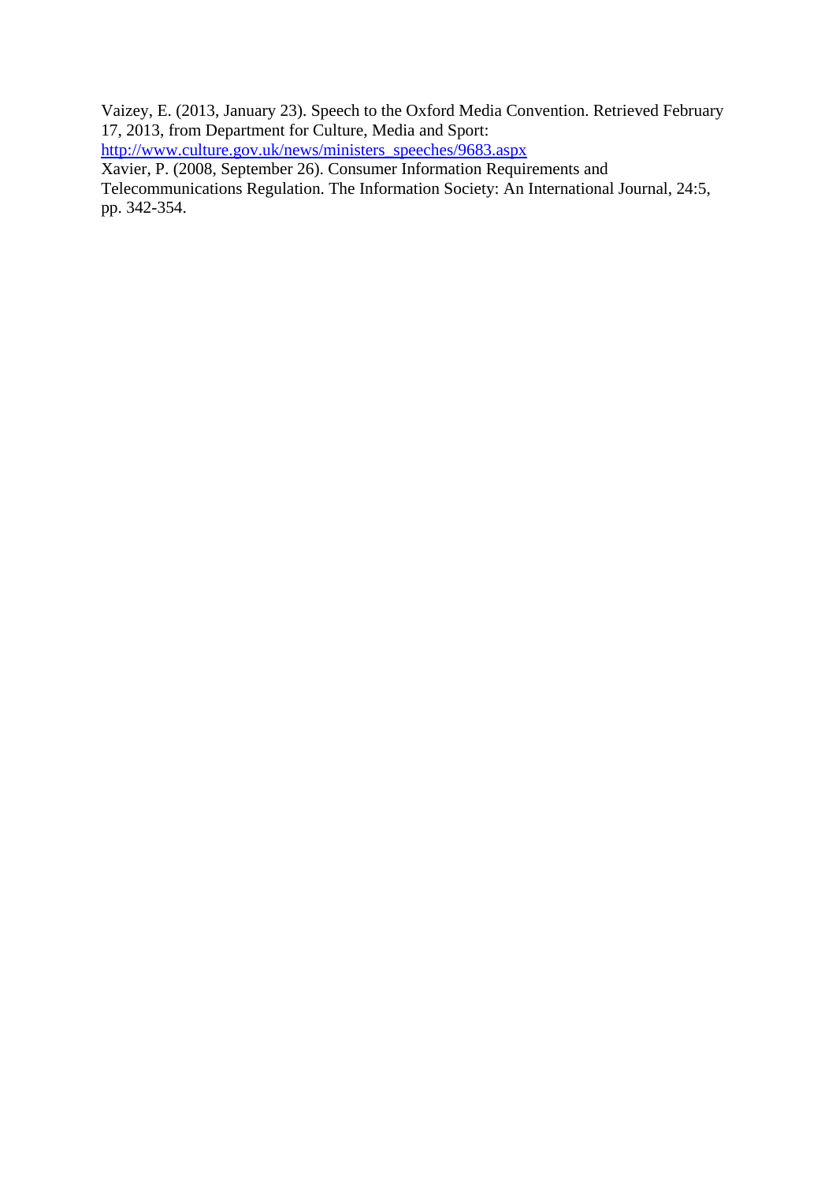Vaizey, E. (2013, January 23). Speech to the Oxford Media Convention. Retrieved February 17, 2013, from Department for Culture, Media and Sport: http://www.culture.gov.uk/news/ministers_speeches/9683.aspx

Xavier, P. (2008, September 26). Consumer Information Requirements and Telecommunications Regulation. The Information Society: An International Journal, 24:5, pp. 342-354.